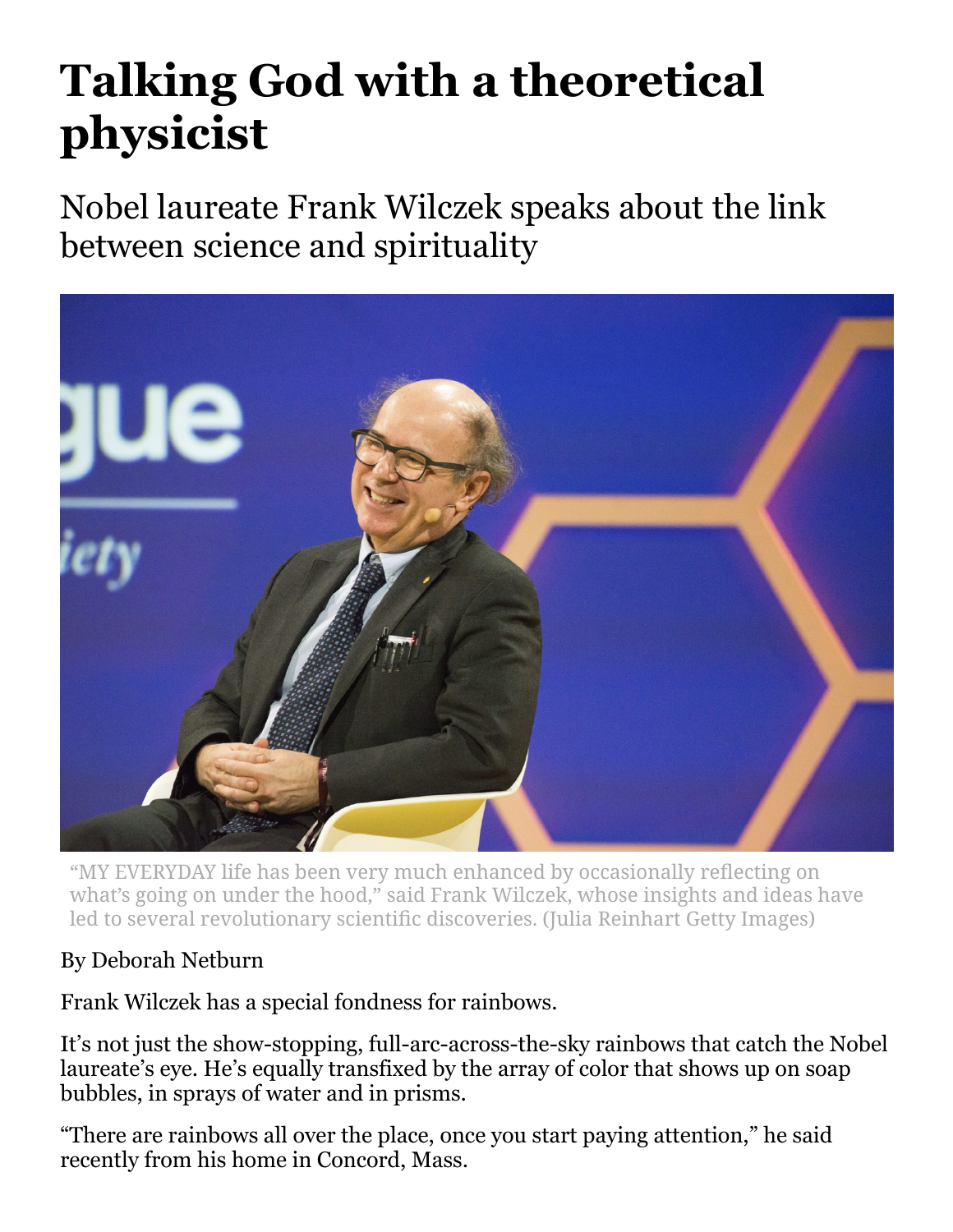# Talking God with a theoretical physicist

Nobel laureate Frank Wilczek speaks about the link between science and spirituality

"MY EVERYDAY life has been very much enhanced by occasionally reflecting on what's going on under the hood," said Frank Wilczek, whose insights and ideas have led to several revolutionary scientific discoveries. (Julia Reinhart Getty Images)

By Deborah Netburn

Frank Wilczek has a special fondness for rainbows.

It's not just the show-stopping, full-arc-across-the-sky rainbows that catch the Nobel laureate's eye. He's equally transfixed by the array of color that shows up on soap bubbles, in sprays of water and in prisms.

"There are rainbows all over the place, once you start paying attention," he said recently from his home in Concord, Mass.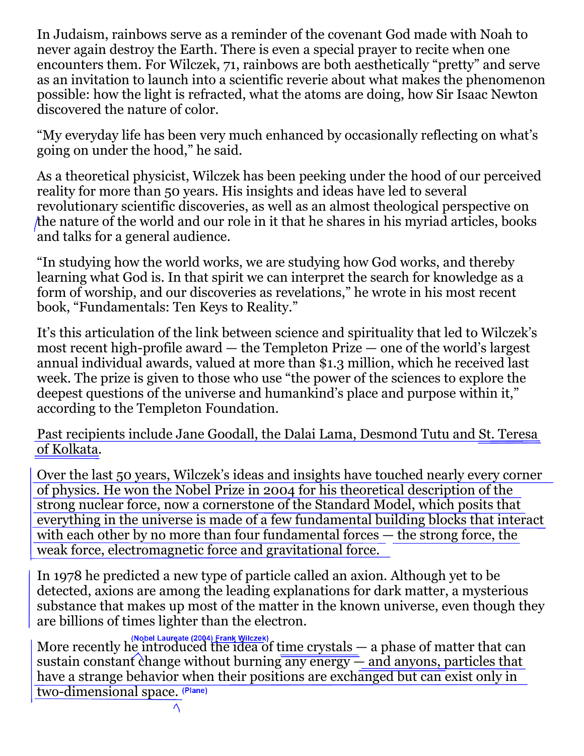In Judaism, rainbows serve as a reminder of the covenant God made with Noah to never again destroy the Earth. There is even a special prayer to recite when one encounters them. For Wilczek, 71, rainbows are both aesthetically "pretty" and serve as an invitation to launch into a scientific reverie about what makes the phenomenon possible: how the light is refracted, what the atoms are doing, how Sir Isaac Newton discovered the nature of color.

"My everyday life has been very much enhanced by occasionally reflecting on what's going on under the hood," he said.

As a theoretical physicist, Wilczek has been peeking under the hood of our perceived reality for more than 50 years. His insights and ideas have led to several revolutionary scientific discoveries, as well as an almost theological perspective on the nature of the world and our role in it that he shares in his myriad articles, books and talks for a general audience.

"In studying how the world works, we are studying how God works, and thereby learning what God is. In that spirit we can interpret the search for knowledge as a form of worship, and our discoveries as revelations," he wrote in his most recent book, "Fundamentals: Ten Keys to Reality."

It's this articulation of the link between science and spirituality that led to Wilczek's most recent high-profile award — the Templeton Prize — one of the world's largest annual individual awards, valued at more than $1.3 million, which he received last week. The prize is given to those who use "the power of the sciences to explore the deepest questions of the universe and humankind's place and purpose within it," according to the Templeton Foundation.

Past recipients include Jane Goodall, the Dalai Lama, Desmond Tutu and St. Teresa of Kolkata.

Over the last 50 years, Wilczek's ideas and insights have touched nearly every corner of physics. He won the Nobel Prize in 2004 for his theoretical description of the strong nuclear force, now a cornerstone of the Standard Model, which posits that everything in the universe is made of a few fundamental building blocks that interact with each other by no more than four fundamental forces — the strong force, the weak force, electromagnetic force and gravitational force.

In 1978 he predicted a new type of particle called an axion. Although yet to be detected, axions are among the leading explanations for dark matter, a mysterious substance that makes up most of the matter in the known universe, even though they are billions of times lighter than the electron.

More recently he (Nobel Laureate (2004) Frank Wilczek) introduced the idea of time crystals — a phase of matter that can sustain constant change without burning any energy — and anyons, particles that have a strange behavior when their positions are exchanged but can exist only in two-dimensional space. (Plane)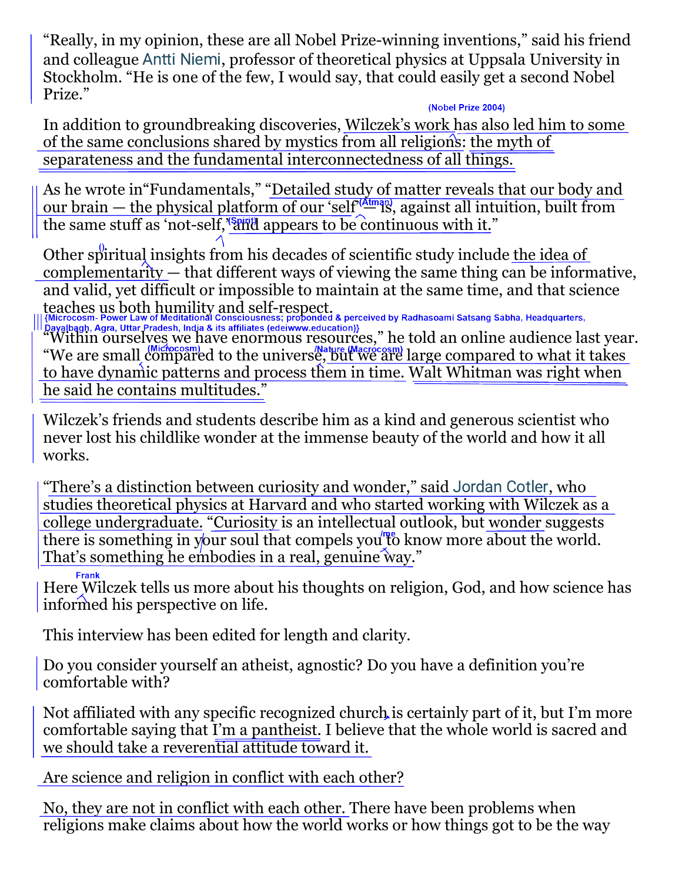"Really, in my opinion, these are all Nobel Prize-winning inventions," said his friend and colleague Antti Niemi, professor of theoretical physics at Uppsala University in Stockholm. "He is one of the few, I would say, that could easily get a second Nobel Prize."

(Nobel Prize 2004)

In addition to groundbreaking discoveries, Wilczek's work has also led him to some of the same conclusions shared by mystics from all religions: the myth of separateness and the fundamental interconnectedness of all things.

As he wrote in"Fundamentals," "Detailed study of matter reveals that our body and our brain — the physical platform of our 'self' (Atman) — is, against all intuition, built from the same stuff as 'not-self,' (Spirit) and appears to be continuous with it."

Other spiritual insights from his decades of scientific study include the idea of complementarity — that different ways of viewing the same thing can be informative, and valid, yet difficult or impossible to maintain at the same time, and that science teaches us both humility and self-respect.

{Microcosm- Power Law of Meditational Consciousness; proponded & perceived by Radhasoami Satsang Sabha, Headquarters, Dayalbagh, Agra, Uttar Pradesh, India & its affiliates (edeiwww.education)}

"Within ourselves we have enormous resources," he told an online audience last year. "We are small (Microcosm) compared to the universe /Nature (Macrocosm), but we are large compared to what it takes to have dynamic patterns and process them in time. Walt Whitman was right when he said he contains multitudes."

Wilczek's friends and students describe him as a kind and generous scientist who never lost his childlike wonder at the immense beauty of the world and how it all works.

"There's a distinction between curiosity and wonder," said Jordan Cotler, who studies theoretical physics at Harvard and who started working with Wilczek as a college undergraduate. "Curiosity is an intellectual outlook, but wonder suggests there is something in your soul that compels you /me to know more about the world. That's something he embodies in a real, genuine way."

Here Frank Wilczek tells us more about his thoughts on religion, God, and how science has informed his perspective on life.

This interview has been edited for length and clarity.

Do you consider yourself an atheist, agnostic? Do you have a definition you're comfortable with?

Not affiliated with any specific recognized church is certainly part of it, but I'm more comfortable saying that I'm a pantheist. I believe that the whole world is sacred and we should take a reverential attitude toward it.

Are science and religion in conflict with each other?

No, they are not in conflict with each other. There have been problems when religions make claims about how the world works or how things got to be the way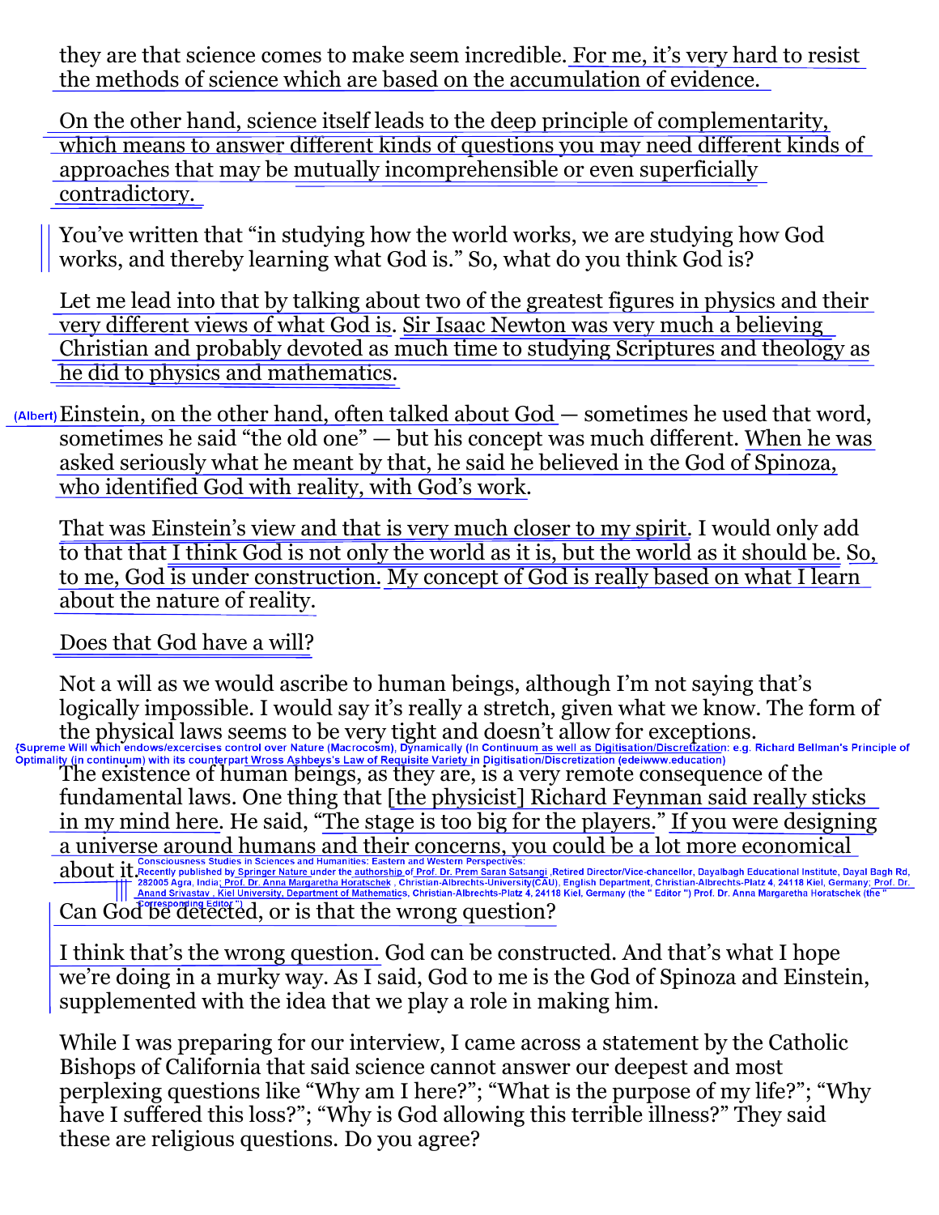they are that science comes to make seem incredible. For me, it's very hard to resist the methods of science which are based on the accumulation of evidence.

On the other hand, science itself leads to the deep principle of complementarity, which means to answer different kinds of questions you may need different kinds of approaches that may be mutually incomprehensible or even superficially contradictory.

You've written that "in studying how the world works, we are studying how God works, and thereby learning what God is." So, what do you think God is?

Let me lead into that by talking about two of the greatest figures in physics and their very different views of what God is. Sir Isaac Newton was very much a believing Christian and probably devoted as much time to studying Scriptures and theology as he did to physics and mathematics.

(Albert) Einstein, on the other hand, often talked about God — sometimes he used that word, sometimes he said "the old one" — but his concept was much different. When he was asked seriously what he meant by that, he said he believed in the God of Spinoza, who identified God with reality, with God's work.

That was Einstein's view and that is very much closer to my spirit. I would only add to that that I think God is not only the world as it is, but the world as it should be. So, to me, God is under construction. My concept of God is really based on what I learn about the nature of reality.

Does that God have a will?

Not a will as we would ascribe to human beings, although I'm not saying that's logically impossible. I would say it's really a stretch, given what we know. The form of the physical laws seems to be very tight and doesn't allow for exceptions.

{Supreme Will which endows/excercises control over Nature (Macrocosm), Dynamically (In Continuum as well as Digitisation/Discretization: e.g. Richard Bellman's Principle of Optimality (in continuum) with its counterpart Wross Ashbeys's Law of Requisite Variety in Digitisation/Discretization (edeiwww.education)

The existence of human beings, as they are, is a very remote consequence of the fundamental laws. One thing that [the physicist] Richard Feynman said really sticks in my mind here. He said, "The stage is too big for the players." If you were designing a universe around humans and their concerns, you could be a lot more economical about it.

Consciousness Studies in Sciences and Humanities: Eastern and Western Perspectives: Recently published by Springer Nature under the authorship of Prof. Dr. Prem Saran Satsangi ,Retired Director/Vice-chancellor, Dayalbagh Educational Institute, Dayal Bagh Rd, 282005 Agra, India; Prof. Dr. Anna Margaretha Horatschek , Christian-Albrechts-University(CAU), English Department, Christian-Albrechts-Platz 4, 24118 Kiel, Germany; Prof. Dr. Anand Srivastav , Kiel University, Department of Mathematics, Christian-Albrechts-Platz 4, 24118 Kiel, Germany (the " Editor ") Prof. Dr. Anna Margaretha Horatschek (the " Corresponding Editor ")

Can God be detected, or is that the wrong question?

I think that's the wrong question. God can be constructed. And that's what I hope we're doing in a murky way. As I said, God to me is the God of Spinoza and Einstein, supplemented with the idea that we play a role in making him.

While I was preparing for our interview, I came across a statement by the Catholic Bishops of California that said science cannot answer our deepest and most perplexing questions like "Why am I here?"; "What is the purpose of my life?"; "Why have I suffered this loss?"; "Why is God allowing this terrible illness?" They said these are religious questions. Do you agree?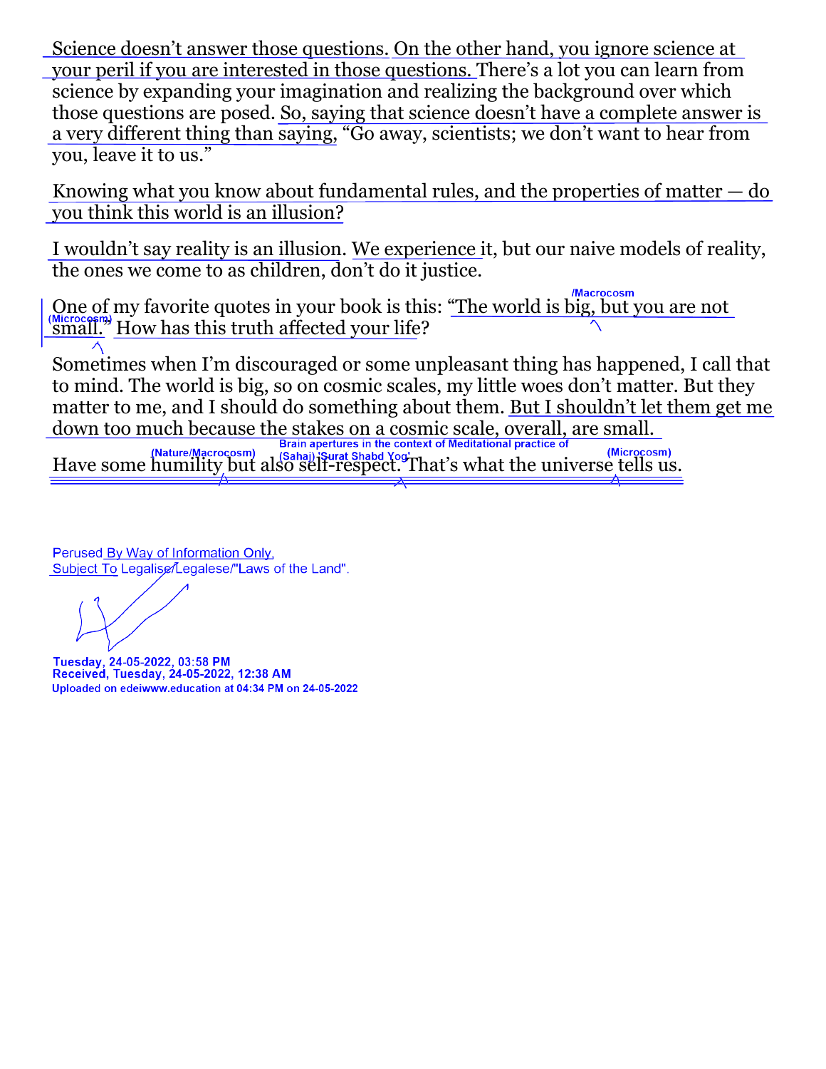Science doesn't answer those questions. On the other hand, you ignore science at your peril if you are interested in those questions. There's a lot you can learn from science by expanding your imagination and realizing the background over which those questions are posed. So, saying that science doesn't have a complete answer is a very different thing than saying, "Go away, scientists; we don't want to hear from you, leave it to us."

**Knowing what you know about fundamental rules, and the properties of matter — do you think this world is an illusion?**

I wouldn't say reality is an illusion. We experience it, but our naive models of reality, the ones we come to as children, don't do it justice.

**One of my favorite quotes in your book is this: "The world is big (/Macrocosm), but you are not small (Microcosm)." How has this truth affected your life?**

Sometimes when I'm discouraged or some unpleasant thing has happened, I call that to mind. The world is big, so on cosmic scales, my little woes don't matter. But they matter to me, and I should do something about them. But I shouldn't let them get me down too much because the stakes on a cosmic scale, overall, are small.

Have some humility (Nature/Macrocosm) but also self-respect (Brain apertures in the context of Meditational practice of (Sahaj) 'Surat Shabd Yog'). That's what the universe (Microcosm) tells us.

Perused By Way of Information Only,
Subject To Legalise/Legalese/"Laws of the Land".

Tuesday, 24-05-2022, 03:58 PM
Received, Tuesday, 24-05-2022, 12:38 AM
Uploaded on edeiwww.education at 04:34 PM on 24-05-2022